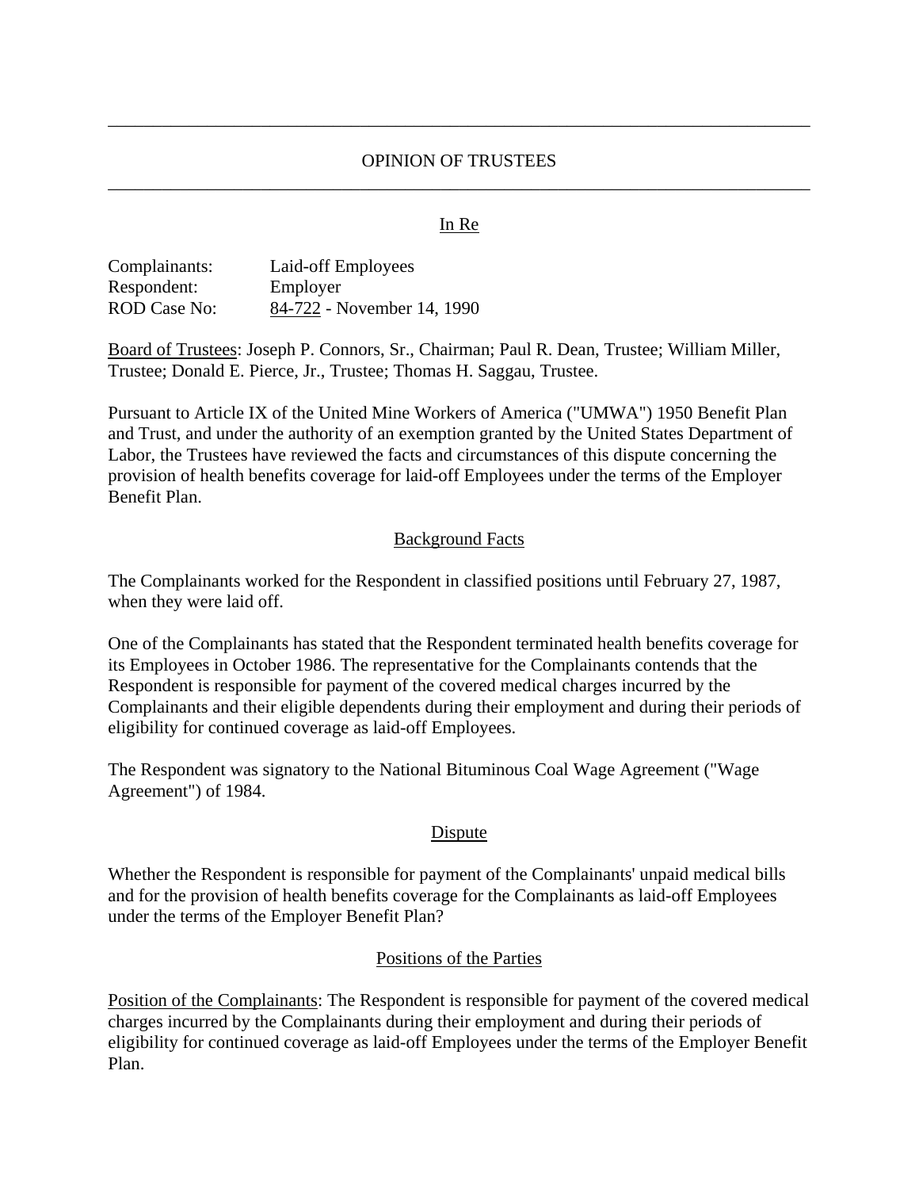---

# OPINION OF TRUSTEES

---

## In Re

| | |
|---|---|
| Complainants: | Laid-off Employees |
| Respondent: | Employer |
| ROD Case No: | 84-722 - November 14, 1990 |

Board of Trustees: Joseph P. Connors, Sr., Chairman; Paul R. Dean, Trustee; William Miller, Trustee; Donald E. Pierce, Jr., Trustee; Thomas H. Saggau, Trustee.

Pursuant to Article IX of the United Mine Workers of America ("UMWA") 1950 Benefit Plan and Trust, and under the authority of an exemption granted by the United States Department of Labor, the Trustees have reviewed the facts and circumstances of this dispute concerning the provision of health benefits coverage for laid-off Employees under the terms of the Employer Benefit Plan.

## Background Facts

The Complainants worked for the Respondent in classified positions until February 27, 1987, when they were laid off.

One of the Complainants has stated that the Respondent terminated health benefits coverage for its Employees in October 1986. The representative for the Complainants contends that the Respondent is responsible for payment of the covered medical charges incurred by the Complainants and their eligible dependents during their employment and during their periods of eligibility for continued coverage as laid-off Employees.

The Respondent was signatory to the National Bituminous Coal Wage Agreement ("Wage Agreement") of 1984.

## Dispute

Whether the Respondent is responsible for payment of the Complainants' unpaid medical bills and for the provision of health benefits coverage for the Complainants as laid-off Employees under the terms of the Employer Benefit Plan?

## Positions of the Parties

Position of the Complainants: The Respondent is responsible for payment of the covered medical charges incurred by the Complainants during their employment and during their periods of eligibility for continued coverage as laid-off Employees under the terms of the Employer Benefit Plan.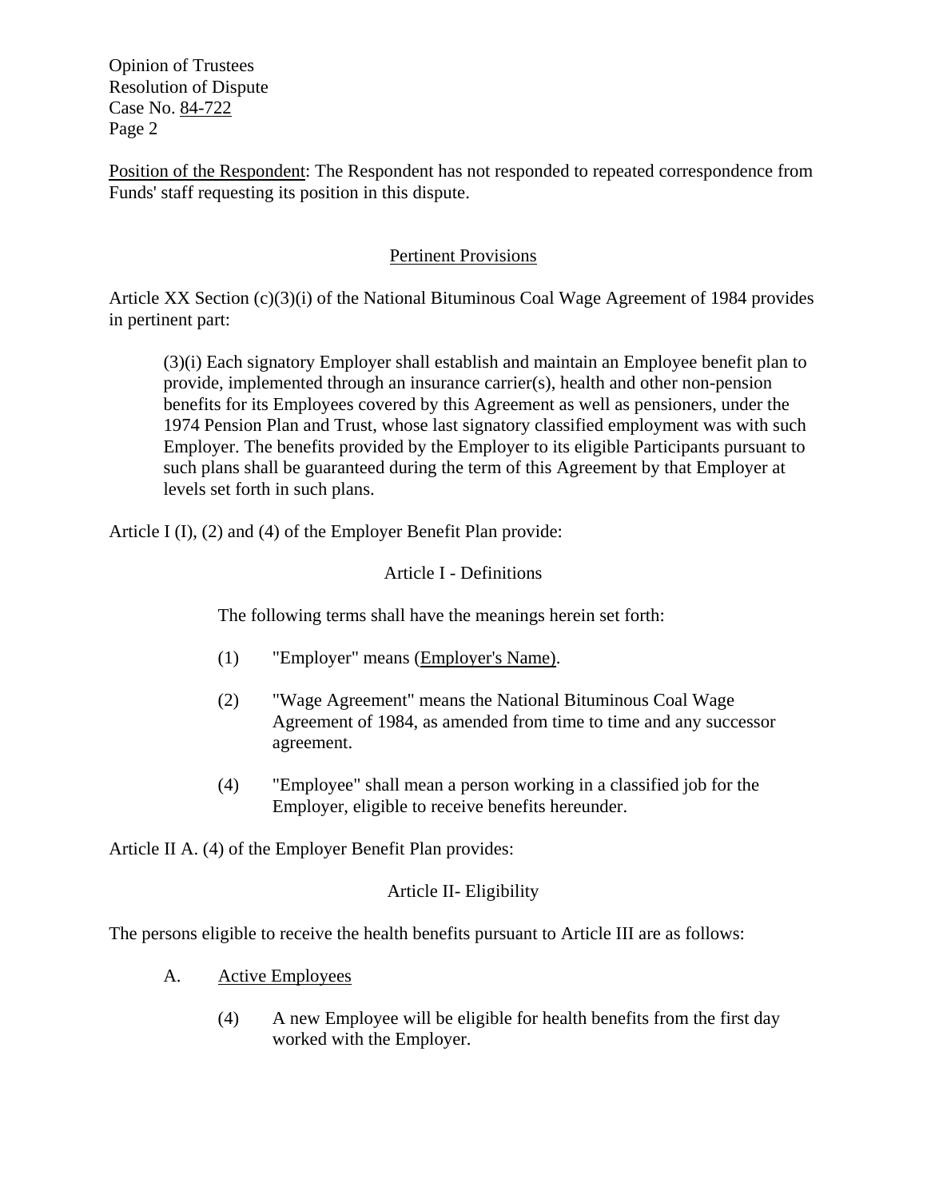Position of the Respondent: The Respondent has not responded to repeated correspondence from Funds' staff requesting its position in this dispute.

## Pertinent Provisions

Article XX Section (c)(3)(i) of the National Bituminous Coal Wage Agreement of 1984 provides in pertinent part:

> (3)(i) Each signatory Employer shall establish and maintain an Employee benefit plan to provide, implemented through an insurance carrier(s), health and other non-pension benefits for its Employees covered by this Agreement as well as pensioners, under the 1974 Pension Plan and Trust, whose last signatory classified employment was with such Employer. The benefits provided by the Employer to its eligible Participants pursuant to such plans shall be guaranteed during the term of this Agreement by that Employer at levels set forth in such plans.

Article I (I), (2) and (4) of the Employer Benefit Plan provide:

### Article I - Definitions

The following terms shall have the meanings herein set forth:

(1) "Employer" means (Employer's Name).

(2) "Wage Agreement" means the National Bituminous Coal Wage Agreement of 1984, as amended from time to time and any successor agreement.

(4) "Employee" shall mean a person working in a classified job for the Employer, eligible to receive benefits hereunder.

Article II A. (4) of the Employer Benefit Plan provides:

### Article II- Eligibility

The persons eligible to receive the health benefits pursuant to Article III are as follows:

A. Active Employees

(4) A new Employee will be eligible for health benefits from the first day worked with the Employer.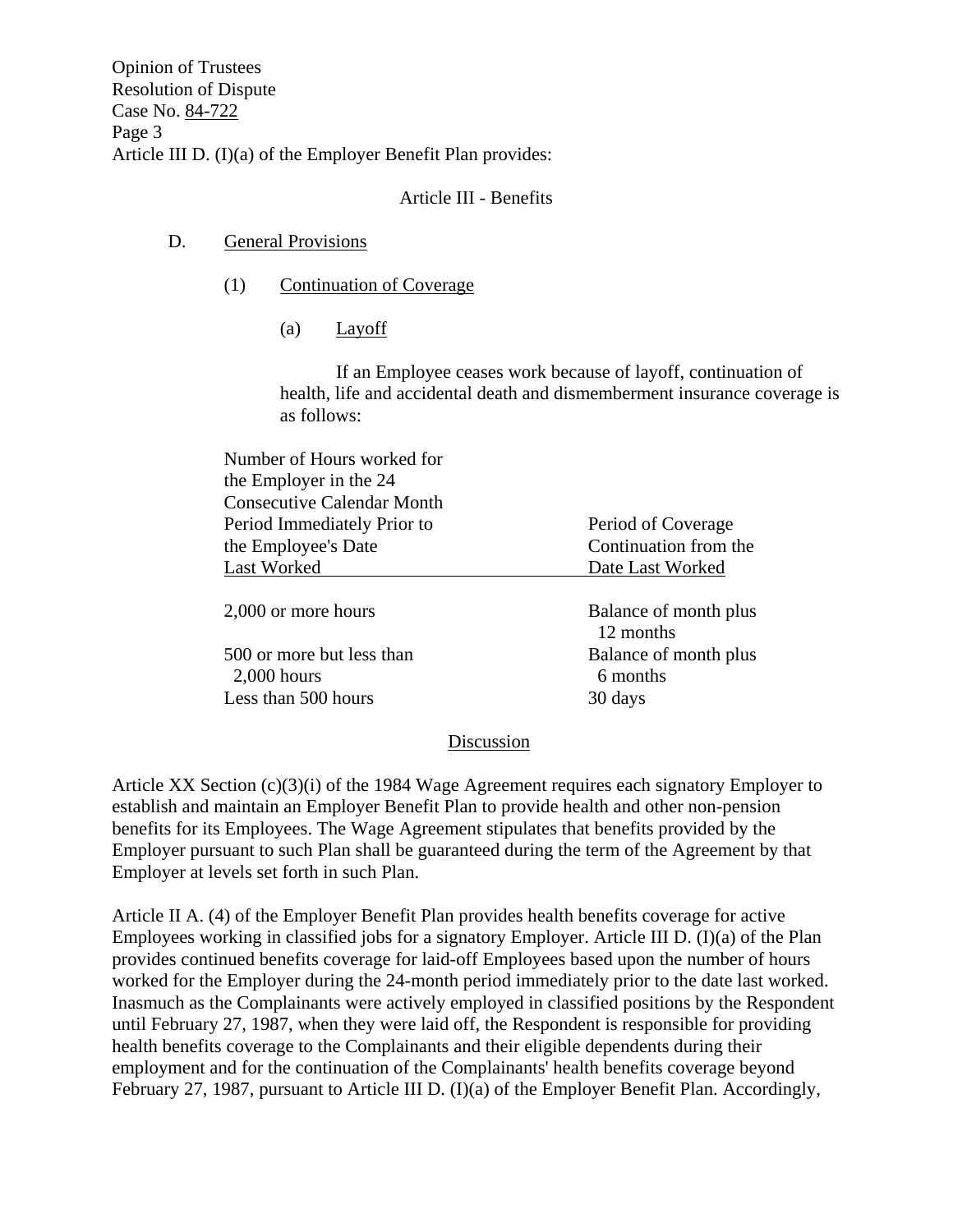Article III D. (I)(a) of the Employer Benefit Plan provides:

Article III - Benefits

D. General Provisions

(1) Continuation of Coverage

(a) Layoff

If an Employee ceases work because of layoff, continuation of health, life and accidental death and dismemberment insurance coverage is as follows:

| Number of Hours worked for the Employer in the 24 Consecutive Calendar Month Period Immediately Prior to the Employee's Date Last Worked | Period of Coverage Continuation from the Date Last Worked |
|---|---|
| 2,000 or more hours | Balance of month plus 12 months |
| 500 or more but less than 2,000 hours | Balance of month plus 6 months |
| Less than 500 hours | 30 days |

## Discussion

Article XX Section (c)(3)(i) of the 1984 Wage Agreement requires each signatory Employer to establish and maintain an Employer Benefit Plan to provide health and other non-pension benefits for its Employees. The Wage Agreement stipulates that benefits provided by the Employer pursuant to such Plan shall be guaranteed during the term of the Agreement by that Employer at levels set forth in such Plan.

Article II A. (4) of the Employer Benefit Plan provides health benefits coverage for active Employees working in classified jobs for a signatory Employer. Article III D. (I)(a) of the Plan provides continued benefits coverage for laid-off Employees based upon the number of hours worked for the Employer during the 24-month period immediately prior to the date last worked. Inasmuch as the Complainants were actively employed in classified positions by the Respondent until February 27, 1987, when they were laid off, the Respondent is responsible for providing health benefits coverage to the Complainants and their eligible dependents during their employment and for the continuation of the Complainants' health benefits coverage beyond February 27, 1987, pursuant to Article III D. (I)(a) of the Employer Benefit Plan. Accordingly,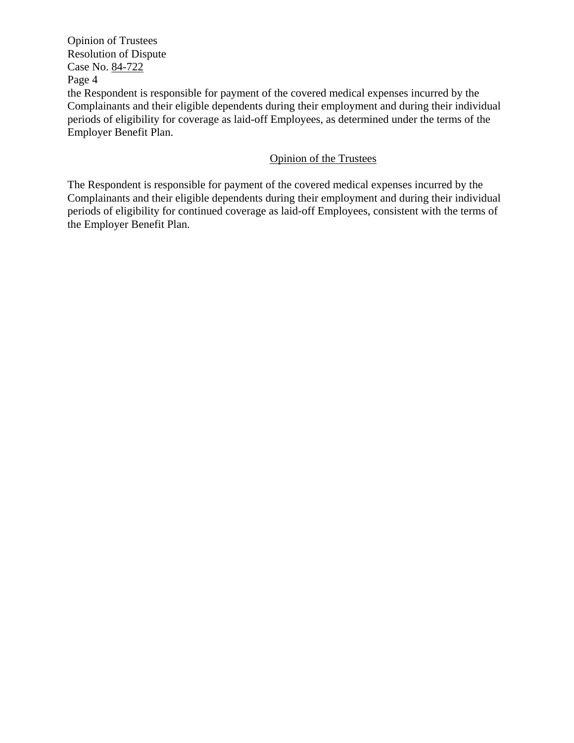the Respondent is responsible for payment of the covered medical expenses incurred by the Complainants and their eligible dependents during their employment and during their individual periods of eligibility for coverage as laid-off Employees, as determined under the terms of the Employer Benefit Plan.

## Opinion of the Trustees

The Respondent is responsible for payment of the covered medical expenses incurred by the Complainants and their eligible dependents during their employment and during their individual periods of eligibility for continued coverage as laid-off Employees, consistent with the terms of the Employer Benefit Plan.